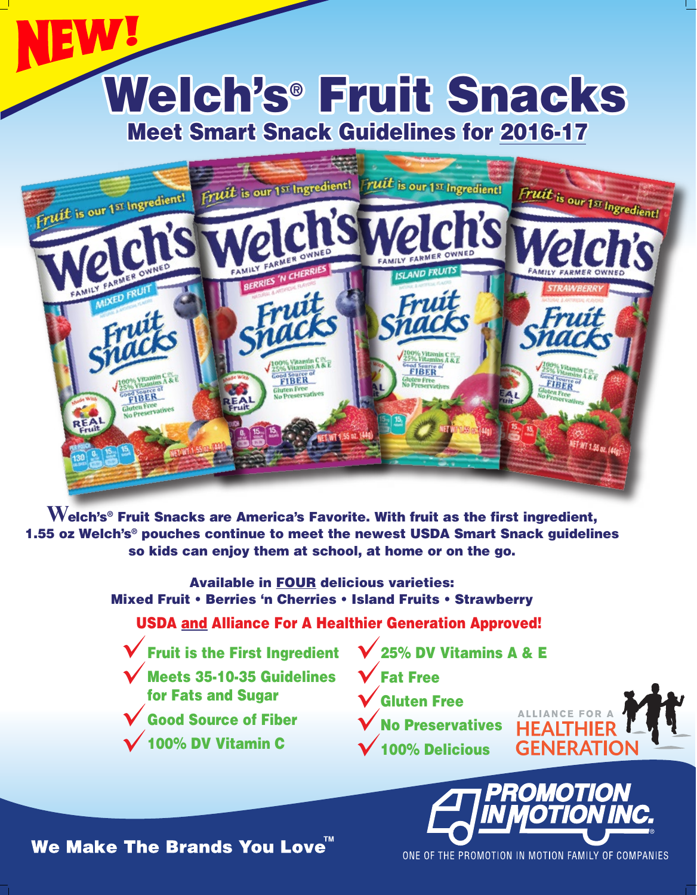**NEW!**

# Welch's® Fruit Snacks

## Meet Smart Snack Guidelines for 2016-17

**Welch's® Fruit Snacks are America's Favorite. With fruit as the first ingredient, 1.55 oz Welch's® pouches continue to meet the newest USDA Smart Snack guidelines so kids can enjoy them at school, at home or on the go.**

**Available in FOUR delicious varieties:**
**Mixed Fruit • Berries 'n Cherries • Island Fruits • Strawberry**

**USDA and Alliance For A Healthier Generation Approved!**

- ✓ Fruit is the First Ingredient
- ✓ Meets 35-10-35 Guidelines for Fats and Sugar
- ✓ Good Source of Fiber
- ✓ 100% DV Vitamin C
- ✓ 25% DV Vitamins A & E
- ✓ Fat Free
- ✓ Gluten Free
- ✓ No Preservatives
- ✓ 100% Delicious

ALLIANCE FOR A HEALTHIER GENERATION

**We Make The Brands You Love™**

PROMOTION IN MOTION INC.®

ONE OF THE PROMOTION IN MOTION FAMILY OF COMPANIES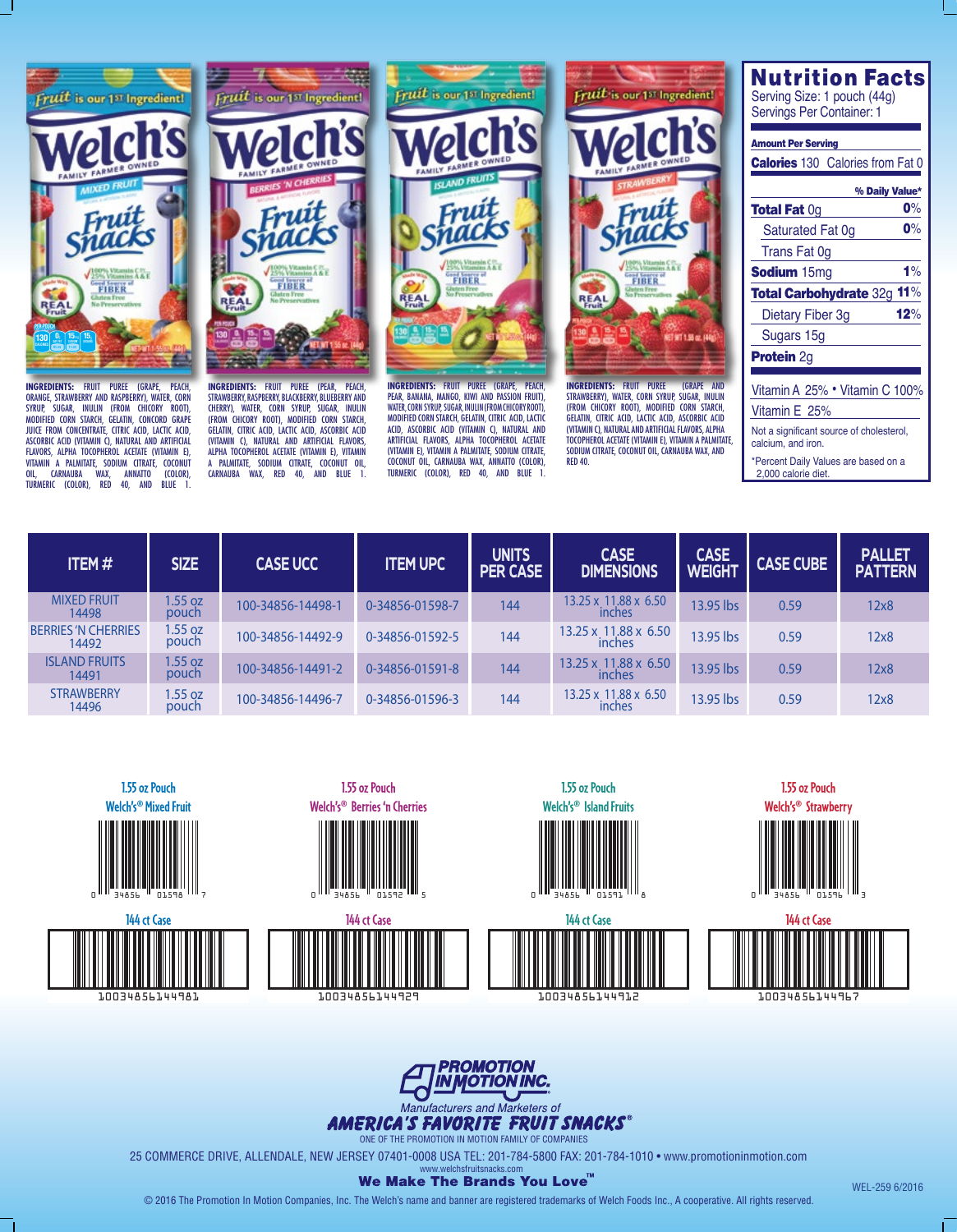**INGREDIENTS:** FRUIT PUREE (GRAPE, PEACH, ORANGE, STRAWBERRY AND RASPBERRY), WATER, CORN SYRUP, SUGAR, INULIN (FROM CHICORY ROOT), MODIFIED CORN STARCH, GELATIN, CONCORD GRAPE JUICE FROM CONCENTRATE, CITRIC ACID, LACTIC ACID, ASCORBIC ACID (VITAMIN C), NATURAL AND ARTIFICIAL FLAVORS, ALPHA TOCOPHEROL ACETATE (VITAMIN E), VITAMIN A PALMITATE, SODIUM CITRATE, COCONUT OIL, CARNAUBA WAX, ANNATTO (COLOR), TURMERIC (COLOR), RED 40, AND BLUE 1.

**INGREDIENTS:** FRUIT PUREE (PEAR, PEACH, STRAWBERRY, RASPBERRY, BLACKBERRY, BLUEBERRY AND CHERRY), WATER, CORN SYRUP, SUGAR, INULIN (FROM CHICORY ROOT), MODIFIED CORN STARCH, GELATIN, CITRIC ACID, LACTIC ACID, ASCORBIC ACID (VITAMIN C), NATURAL AND ARTIFICIAL FLAVORS, ALPHA TOCOPHEROL ACETATE (VITAMIN E), VITAMIN A PALMITATE, SODIUM CITRATE, COCONUT OIL, CARNAUBA WAX, RED 40, AND BLUE 1.

**INGREDIENTS:** FRUIT PUREE (GRAPE, PEACH, PEAR, BANANA, MANGO, KIWI AND PASSION FRUIT), WATER, CORN SYRUP, SUGAR, INULIN (FROM CHICORY ROOT), MODIFIED CORN STARCH, GELATIN, CITRIC ACID, LACTIC ACID, ASCORBIC ACID (VITAMIN C), NATURAL AND ARTIFICIAL FLAVORS, ALPHA TOCOPHEROL ACETATE (VITAMIN E), VITAMIN A PALMITATE, SODIUM CITRATE, COCONUT OIL, CARNAUBA WAX, ANNATTO (COLOR), TURMERIC (COLOR), RED 40, AND BLUE 1.

**INGREDIENTS:** FRUIT PUREE (GRAPE AND STRAWBERRY), WATER, CORN SYRUP, SUGAR, INULIN (FROM CHICORY ROOT), MODIFIED CORN STARCH, GELATIN, CITRIC ACID, LACTIC ACID, ASCORBIC ACID (VITAMIN C), NATURAL AND ARTIFICIAL FLAVORS, ALPHA TOCOPHEROL ACETATE (VITAMIN E), VITAMIN A PALMITATE, SODIUM CITRATE, COCONUT OIL, CARNAUBA WAX, AND RED 40.

## Nutrition Facts

Serving Size: 1 pouch (44g)
Servings Per Container: 1

**Amount Per Serving**

**Calories** 130 Calories from Fat 0

| | % Daily Value* |
|---|---|
| **Total Fat** 0g | 0% |
| Saturated Fat 0g | 0% |
| Trans Fat 0g | |
| **Sodium** 15mg | 1% |
| **Total Carbohydrate** 32g | 11% |
| Dietary Fiber 3g | 12% |
| Sugars 15g | |
| **Protein** 2g | |

Vitamin A 25% • Vitamin C 100%

Vitamin E 25%

Not a significant source of cholesterol, calcium, and iron.

*Percent Daily Values are based on a 2,000 calorie diet.

| ITEM # | SIZE | CASE UCC | ITEM UPC | UNITS PER CASE | CASE DIMENSIONS | CASE WEIGHT | CASE CUBE | PALLET PATTERN |
|---|---|---|---|---|---|---|---|---|
| MIXED FRUIT 14498 | 1.55 oz pouch | 100-34856-14498-1 | 0-34856-01598-7 | 144 | 13.25 x 11.88 x 6.50 inches | 13.95 lbs | 0.59 | 12x8 |
| BERRIES 'N CHERRIES 14492 | 1.55 oz pouch | 100-34856-14492-9 | 0-34856-01592-5 | 144 | 13.25 x 11.88 x 6.50 inches | 13.95 lbs | 0.59 | 12x8 |
| ISLAND FRUITS 14491 | 1.55 oz pouch | 100-34856-14491-2 | 0-34856-01591-8 | 144 | 13.25 x 11.88 x 6.50 inches | 13.95 lbs | 0.59 | 12x8 |
| STRAWBERRY 14496 | 1.55 oz pouch | 100-34856-14496-7 | 0-34856-01596-3 | 144 | 13.25 x 11.88 x 6.50 inches | 13.95 lbs | 0.59 | 12x8 |

1.55 oz Pouch
Welch's® Mixed Fruit

0 34856 01598 7

144 ct Case

10034856144981

1.55 oz Pouch
Welch's® Berries 'n Cherries

0 34856 01592 5

144 ct Case

10034856144929

1.55 oz Pouch
Welch's® Island Fruits

0 34856 01591 8

144 ct Case

10034856144912

1.55 oz Pouch
Welch's® Strawberry

0 34856 01596 3

144 ct Case

10034856144967

PROMOTION IN MOTION INC.

*Manufacturers and Marketers of*

AMERICA'S FAVORITE FRUIT SNACKS®

ONE OF THE PROMOTION IN MOTION FAMILY OF COMPANIES

25 COMMERCE DRIVE, ALLENDALE, NEW JERSEY 07401-0008 USA TEL: 201-784-5800 FAX: 201-784-1010 • www.promotioninmotion.com

www.welchsfruitsnacks.com

**We Make The Brands You Love™**

WEL-259 6/2016

© 2016 The Promotion In Motion Companies, Inc. The Welch's name and banner are registered trademarks of Welch Foods Inc., A cooperative. All rights reserved.